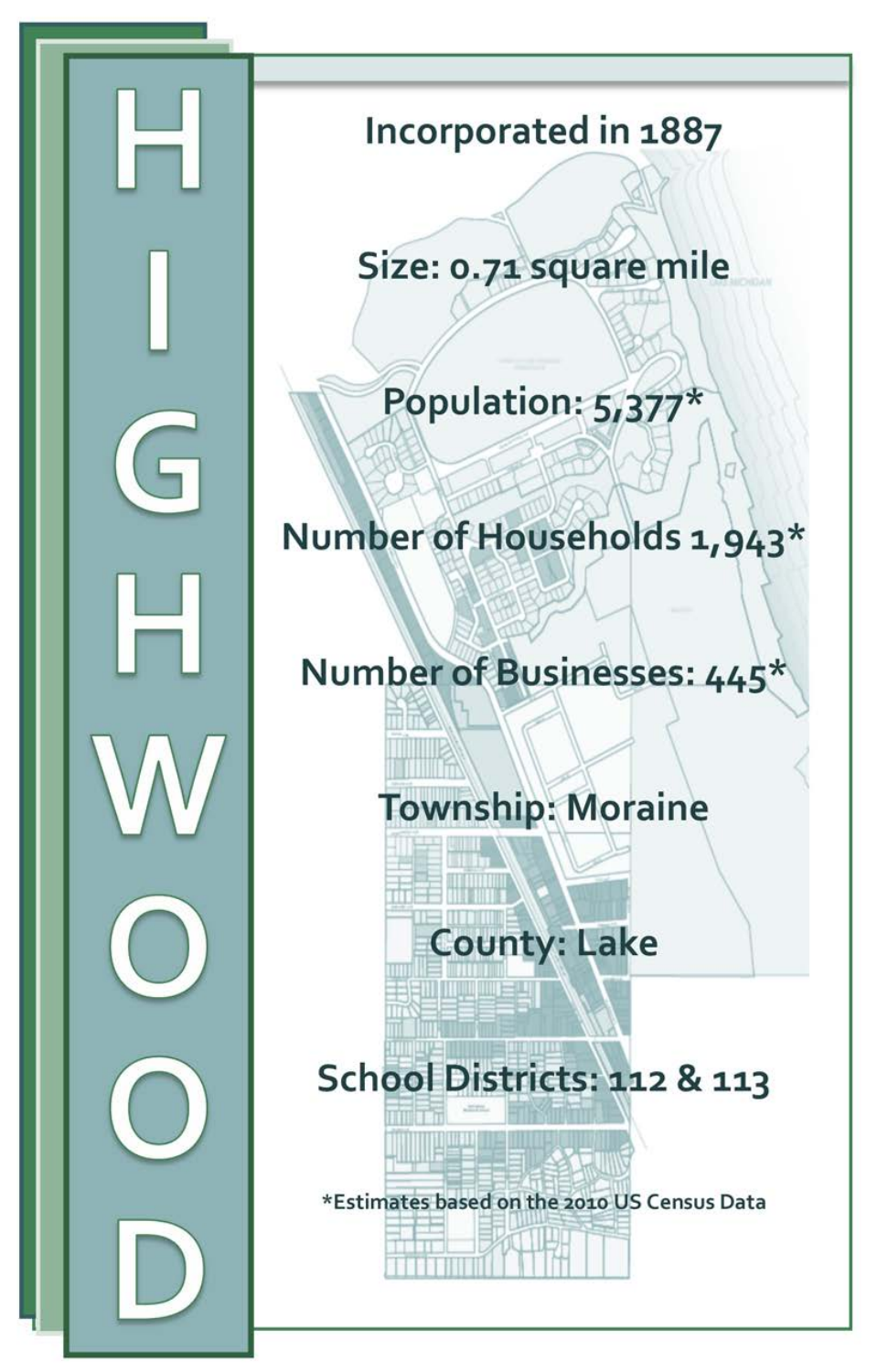# HIGHWOOD

Incorporated in 1887

Size: 0.71 square mile

Population: 5,377*

Number of Households 1,943*

Number of Businesses: 445*

Township: Moraine

County: Lake

School Districts: 112 & 113

*Estimates based on the 2010 US Census Data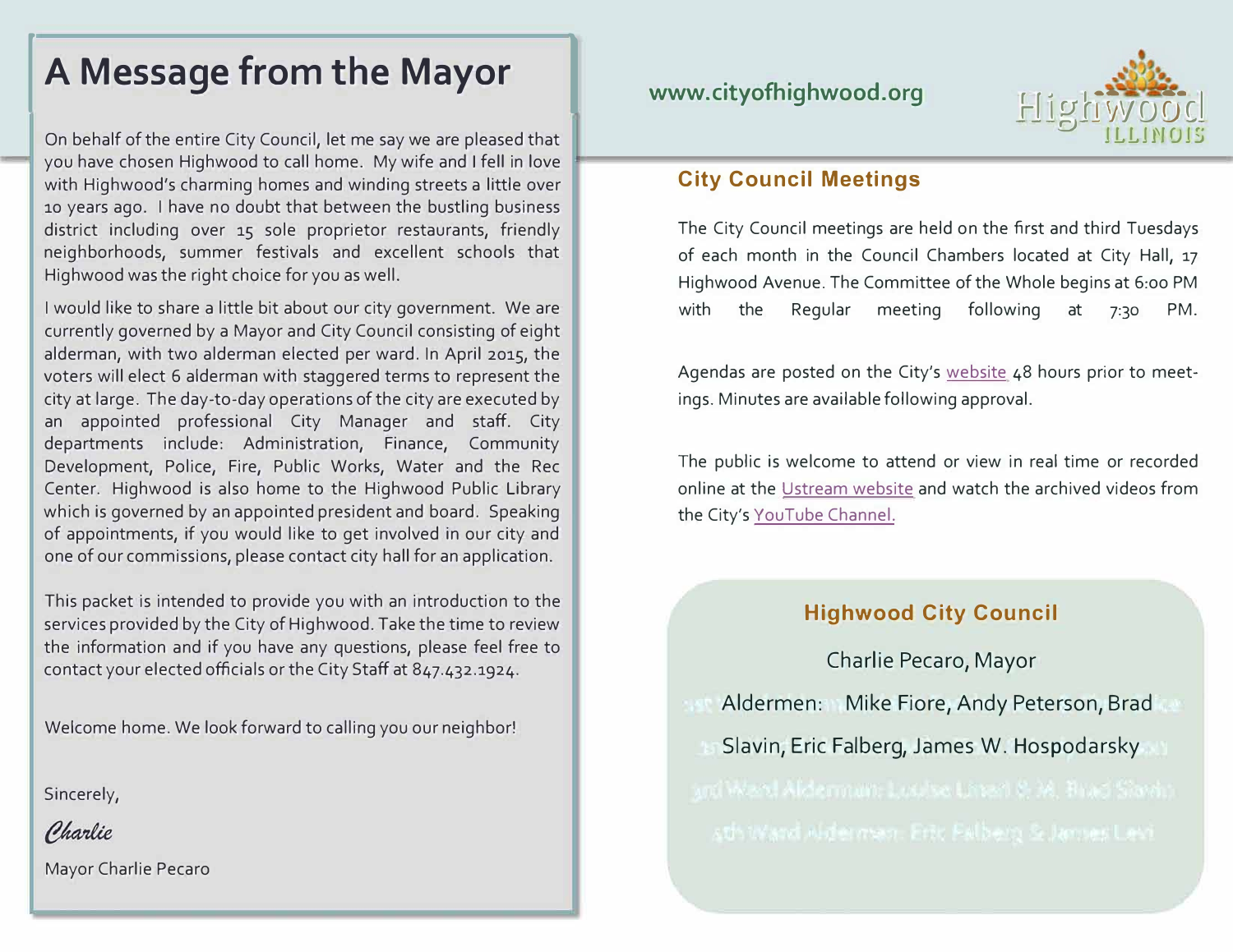# A Message from the Mayor

On behalf of the entire City Council, let me say we are pleased that you have chosen Highwood to call home. My wife and I fell in love with Highwood's charming homes and winding streets a little over 10 years ago. I have no doubt that between the bustling business district including over 15 sole proprietor restaurants, friendly neighborhoods, summer festivals and excellent schools that Highwood was the right choice for you as well.

I would like to share a little bit about our city government. We are currently governed by a Mayor and City Council consisting of eight alderman, with two alderman elected per ward. In April 2015, the voters will elect 6 alderman with staggered terms to represent the city at large. The day-to-day operations of the city are executed by an appointed professional City Manager and staff. City departments include: Administration, Finance, Community Development, Police, Fire, Public Works, Water and the Rec Center. Highwood is also home to the Highwood Public Library which is governed by an appointed president and board. Speaking of appointments, if you would like to get involved in our city and one of our commissions, please contact city hall for an application.

This packet is intended to provide you with an introduction to the services provided by the City of Highwood. Take the time to review the information and if you have any questions, please feel free to contact your elected officials or the City Staff at 847.432.1924.

Welcome home. We look forward to calling you our neighbor!

Sincerely,

*Charlie*

Mayor Charlie Pecaro

www.cityofhighwood.org

## City Council Meetings

The City Council meetings are held on the first and third Tuesdays of each month in the Council Chambers located at City Hall, 17 Highwood Avenue. The Committee of the Whole begins at 6:00 PM with the Regular meeting following at 7:30 PM.

Agendas are posted on the City's website 48 hours prior to meetings. Minutes are available following approval.

The public is welcome to attend or view in real time or recorded online at the Ustream website and watch the archived videos from the City's YouTube Channel.

### Highwood City Council

Charlie Pecaro, Mayor

Aldermen: Mike Fiore, Andy Peterson, Brad Slavin, Eric Falberg, James W. Hospodarsky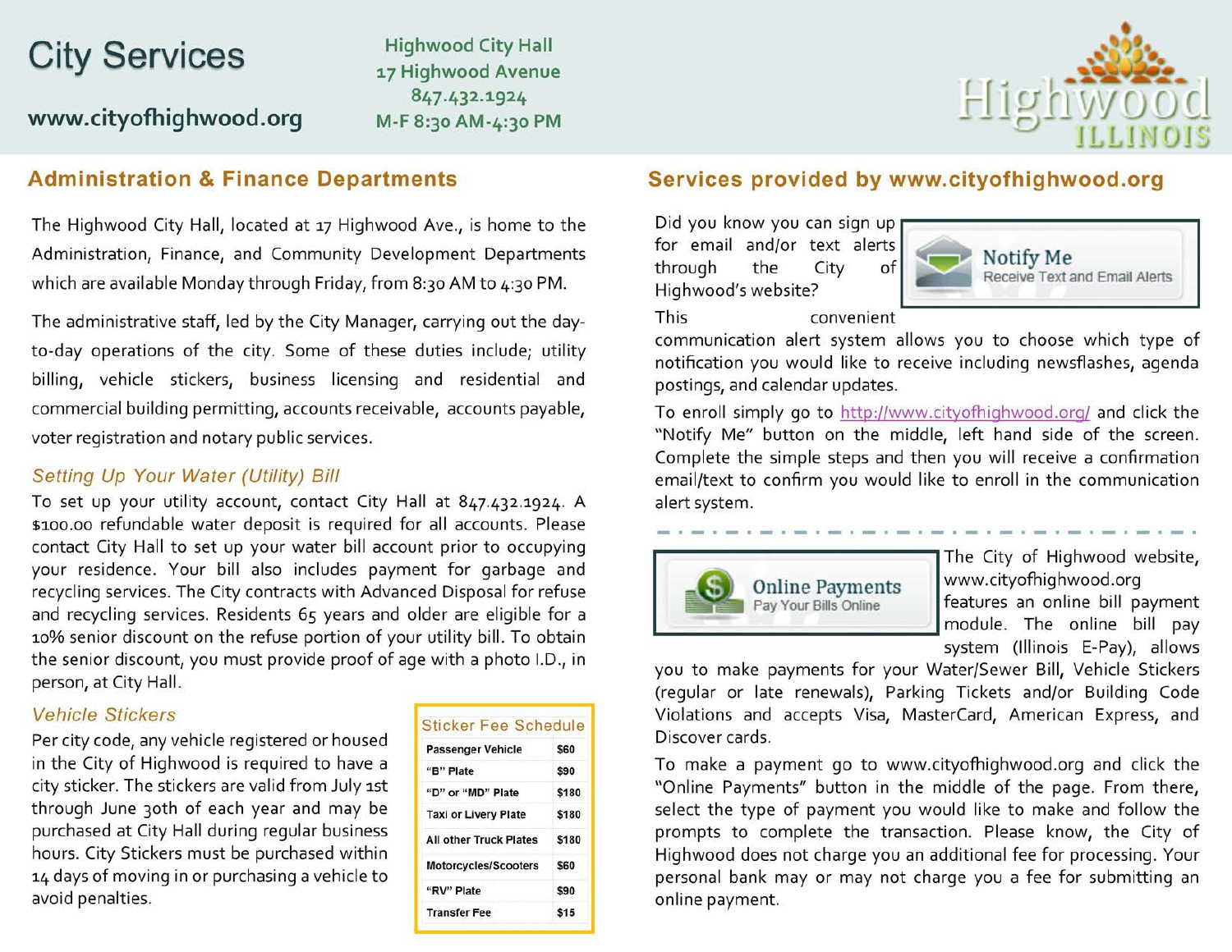# City Services

www.cityofhighwood.org

Highwood City Hall
17 Highwood Avenue
847.432.1924
M-F 8:30 AM-4:30 PM

Highwood ILLINOIS

## Administration & Finance Departments

The Highwood City Hall, located at 17 Highwood Ave., is home to the Administration, Finance, and Community Development Departments which are available Monday through Friday, from 8:30 AM to 4:30 PM.

The administrative staff, led by the City Manager, carrying out the day-to-day operations of the city. Some of these duties include; utility billing, vehicle stickers, business licensing and residential and commercial building permitting, accounts receivable, accounts payable, voter registration and notary public services.

### *Setting Up Your Water (Utility) Bill*

To set up your utility account, contact City Hall at 847.432.1924. A $100.00 refundable water deposit is required for all accounts. Please contact City Hall to set up your water bill account prior to occupying your residence. Your bill also includes payment for garbage and recycling services. The City contracts with Advanced Disposal for refuse and recycling services. Residents 65 years and older are eligible for a 10% senior discount on the refuse portion of your utility bill. To obtain the senior discount, you must provide proof of age with a photo I.D., in person, at City Hall.

### *Vehicle Stickers*

Per city code, any vehicle registered or housed in the City of Highwood is required to have a city sticker. The stickers are valid from July 1st through June 30th of each year and may be purchased at City Hall during regular business hours. City Stickers must be purchased within 14 days of moving in or purchasing a vehicle to avoid penalties.

**Sticker Fee Schedule**

| | |
|---|---|
| Passenger Vehicle | $60 |
| "B" Plate | $90 |
| "D" or "MD" Plate | $180 |
| Taxi or Livery Plate | $180 |
| All other Truck Plates | $180 |
| Motorcycles/Scooters | $60 |
| "RV" Plate | $90 |
| Transfer Fee | $15 |

## Services provided by www.cityofhighwood.org

Did you know you can sign up for email and/or text alerts through the City of Highwood's website?

**Notify Me**
Receive Text and Email Alerts

This convenient communication alert system allows you to choose which type of notification you would like to receive including newsflashes, agenda postings, and calendar updates.

To enroll simply go to http://www.cityofhighwood.org/ and click the "Notify Me" button on the middle, left hand side of the screen. Complete the simple steps and then you will receive a confirmation email/text to confirm you would like to enroll in the communication alert system.

**Online Payments**
Pay Your Bills Online

The City of Highwood website, www.cityofhighwood.org features an online bill payment module. The online bill pay system (Illinois E-Pay), allows you to make payments for your Water/Sewer Bill, Vehicle Stickers (regular or late renewals), Parking Tickets and/or Building Code Violations and accepts Visa, MasterCard, American Express, and Discover cards.

To make a payment go to www.cityofhighwood.org and click the "Online Payments" button in the middle of the page. From there, select the type of payment you would like to make and follow the prompts to complete the transaction. Please know, the City of Highwood does not charge you an additional fee for processing. Your personal bank may or may not charge you a fee for submitting an online payment.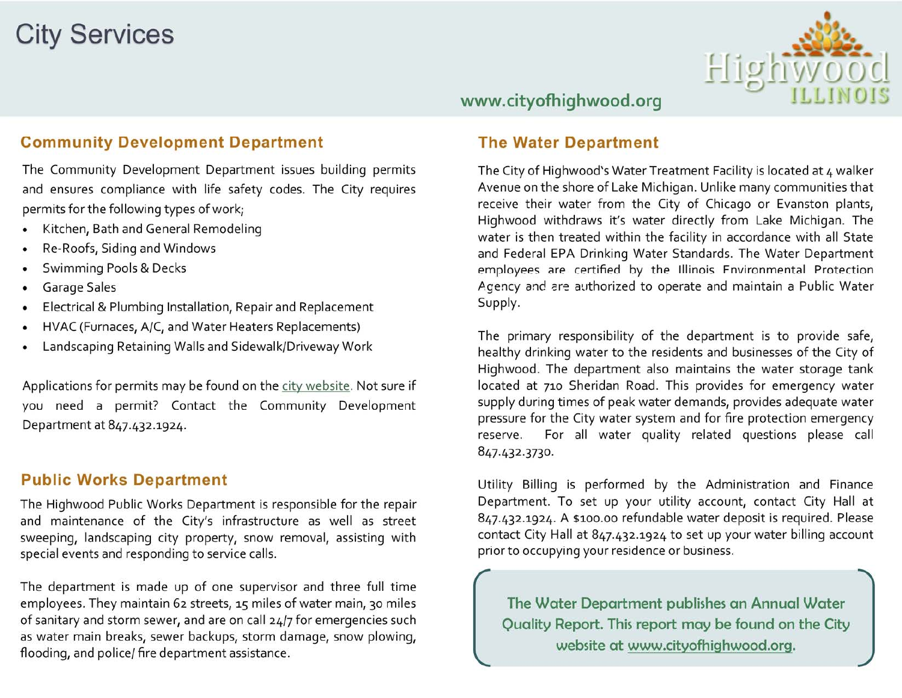# City Services

www.cityofhighwood.org

## Community Development Department

The Community Development Department issues building permits and ensures compliance with life safety codes. The City requires permits for the following types of work;

- Kitchen, Bath and General Remodeling
- Re-Roofs, Siding and Windows
- Swimming Pools & Decks
- Garage Sales
- Electrical & Plumbing Installation, Repair and Replacement
- HVAC (Furnaces, A/C, and Water Heaters Replacements)
- Landscaping Retaining Walls and Sidewalk/Driveway Work

Applications for permits may be found on the city website. Not sure if you need a permit? Contact the Community Development Department at 847.432.1924.

## Public Works Department

The Highwood Public Works Department is responsible for the repair and maintenance of the City's infrastructure as well as street sweeping, landscaping city property, snow removal, assisting with special events and responding to service calls.

The department is made up of one supervisor and three full time employees. They maintain 62 streets, 15 miles of water main, 30 miles of sanitary and storm sewer, and are on call 24/7 for emergencies such as water main breaks, sewer backups, storm damage, snow plowing, flooding, and police/ fire department assistance.

## The Water Department

The City of Highwood's Water Treatment Facility is located at 4 walker Avenue on the shore of Lake Michigan. Unlike many communities that receive their water from the City of Chicago or Evanston plants, Highwood withdraws it's water directly from Lake Michigan. The water is then treated within the facility in accordance with all State and Federal EPA Drinking Water Standards. The Water Department employees are certified by the Illinois Environmental Protection Agency and are authorized to operate and maintain a Public Water Supply.

The primary responsibility of the department is to provide safe, healthy drinking water to the residents and businesses of the City of Highwood. The department also maintains the water storage tank located at 710 Sheridan Road. This provides for emergency water supply during times of peak water demands, provides adequate water pressure for the City water system and for fire protection emergency reserve. For all water quality related questions please call 847.432.3730.

Utility Billing is performed by the Administration and Finance Department. To set up your utility account, contact City Hall at 847.432.1924. A $100.00 refundable water deposit is required. Please contact City Hall at 847.432.1924 to set up your water billing account prior to occupying your residence or business.

**The Water Department publishes an Annual Water Quality Report. This report may be found on the City website at www.cityofhighwood.org.**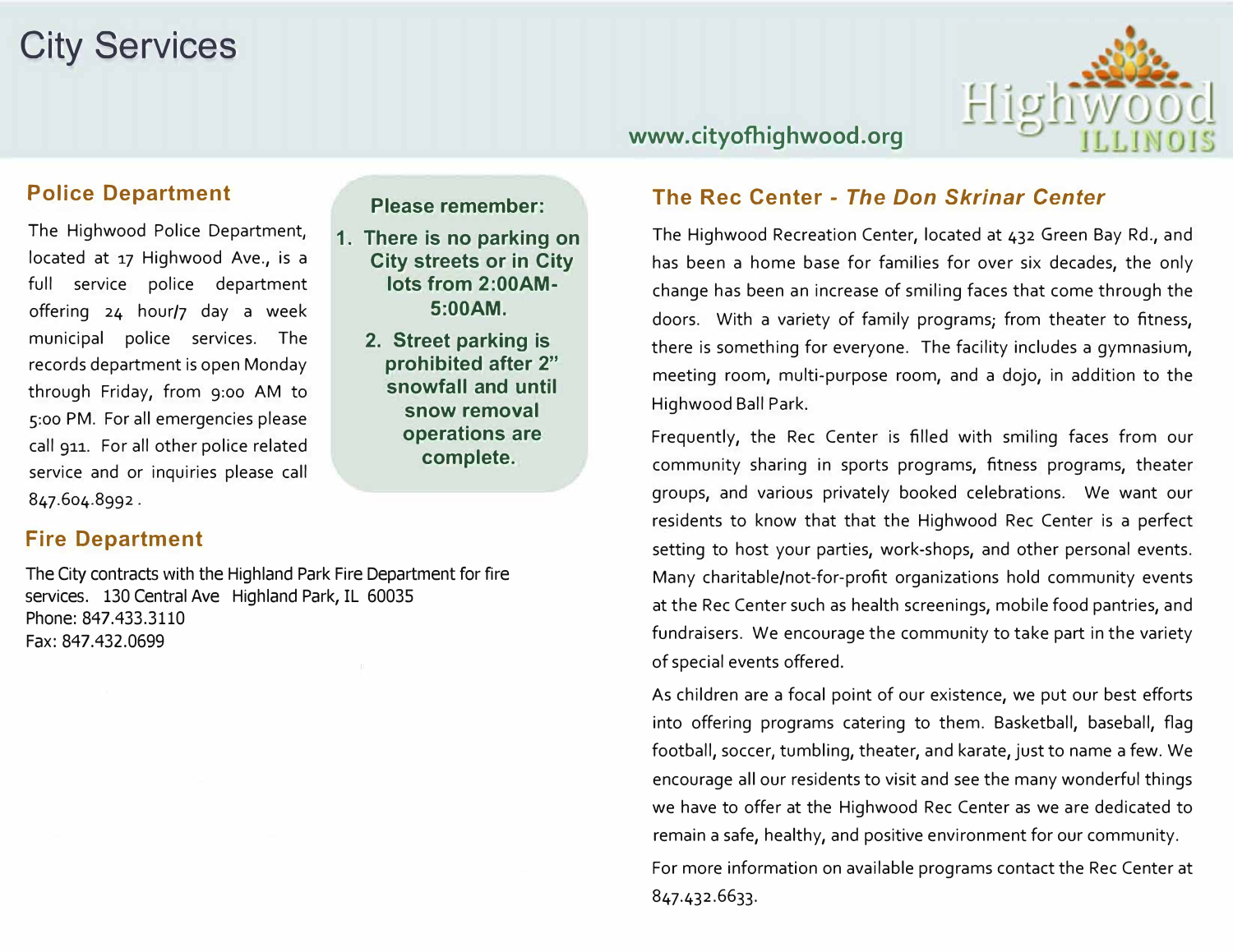# City Services

www.cityofhighwood.org

Highwood ILLINOIS

## Police Department

The Highwood Police Department, located at 17 Highwood Ave., is a full service police department offering 24 hour/7 day a week municipal police services. The records department is open Monday through Friday, from 9:00 AM to 5:00 PM. For all emergencies please call 911. For all other police related service and or inquiries please call 847.604.8992 .

**Please remember:**

1. **There is no parking on City streets or in City lots from 2:00AM-5:00AM.**
2. **Street parking is prohibited after 2" snowfall and until snow removal operations are complete.**

## Fire Department

The City contracts with the Highland Park Fire Department for fire services. 130 Central Ave Highland Park, IL 60035
Phone: 847.433.3110
Fax: 847.432.0699

## The Rec Center - *The Don Skrinar Center*

The Highwood Recreation Center, located at 432 Green Bay Rd., and has been a home base for families for over six decades, the only change has been an increase of smiling faces that come through the doors. With a variety of family programs; from theater to fitness, there is something for everyone. The facility includes a gymnasium, meeting room, multi-purpose room, and a dojo, in addition to the Highwood Ball Park.

Frequently, the Rec Center is filled with smiling faces from our community sharing in sports programs, fitness programs, theater groups, and various privately booked celebrations. We want our residents to know that that the Highwood Rec Center is a perfect setting to host your parties, work-shops, and other personal events. Many charitable/not-for-profit organizations hold community events at the Rec Center such as health screenings, mobile food pantries, and fundraisers. We encourage the community to take part in the variety of special events offered.

As children are a focal point of our existence, we put our best efforts into offering programs catering to them. Basketball, baseball, flag football, soccer, tumbling, theater, and karate, just to name a few. We encourage all our residents to visit and see the many wonderful things we have to offer at the Highwood Rec Center as we are dedicated to remain a safe, healthy, and positive environment for our community.

For more information on available programs contact the Rec Center at 847.432.6633.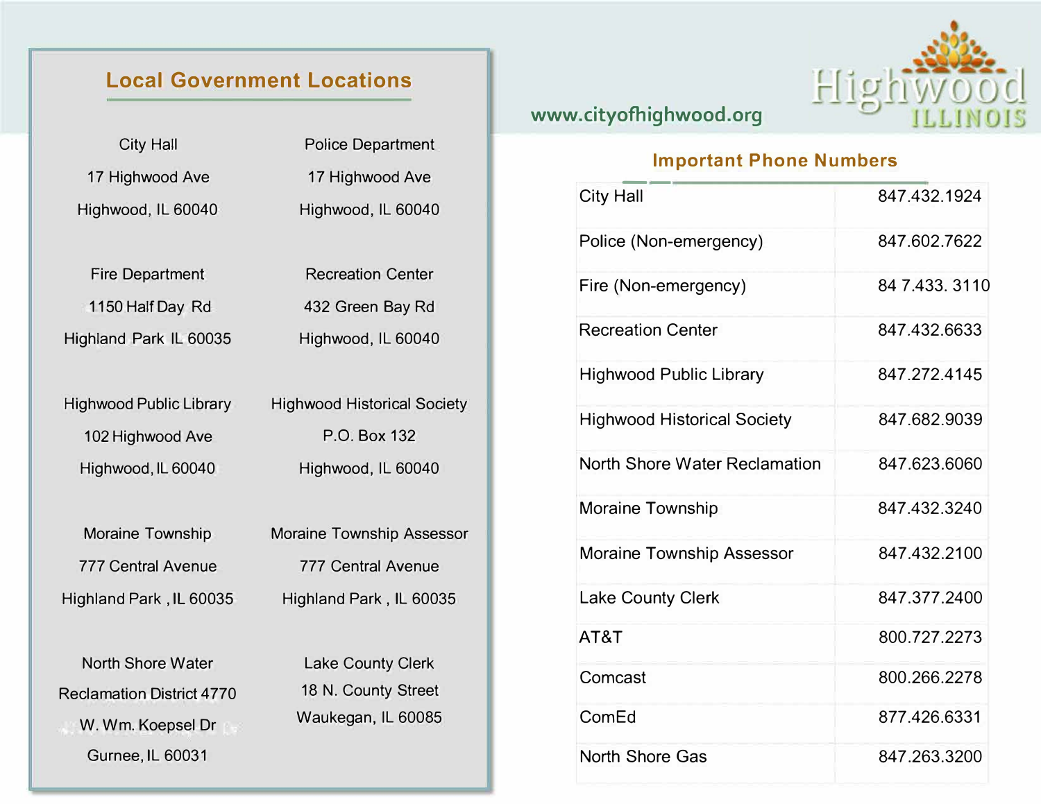www.cityofhighwood.org

Highwood ILLINOIS

## Local Government Locations

City Hall
17 Highwood Ave
Highwood, IL 60040

Police Department
17 Highwood Ave
Highwood, IL 60040

Fire Department
1150 Half Day Rd
Highland Park IL 60035

Recreation Center
432 Green Bay Rd
Highwood, IL 60040

Highwood Public Library
102 Highwood Ave
Highwood, IL 60040

Highwood Historical Society
P.O. Box 132
Highwood, IL 60040

Moraine Township
777 Central Avenue
Highland Park , IL 60035

Moraine Township Assessor
777 Central Avenue
Highland Park , IL 60035

North Shore Water
Reclamation District 4770
W. Wm. Koepsel Dr
Gurnee, IL 60031

Lake County Clerk
18 N. County Street
Waukegan, IL 60085

## Important Phone Numbers

| | |
|---|---|
| City Hall | 847.432.1924 |
| Police (Non-emergency) | 847.602.7622 |
| Fire (Non-emergency) | 84 7.433. 3110 |
| Recreation Center | 847.432.6633 |
| Highwood Public Library | 847.272.4145 |
| Highwood Historical Society | 847.682.9039 |
| North Shore Water Reclamation | 847.623.6060 |
| Moraine Township | 847.432.3240 |
| Moraine Township Assessor | 847.432.2100 |
| Lake County Clerk | 847.377.2400 |
| AT&T | 800.727.2273 |
| Comcast | 800.266.2278 |
| ComEd | 877.426.6331 |
| North Shore Gas | 847.263.3200 |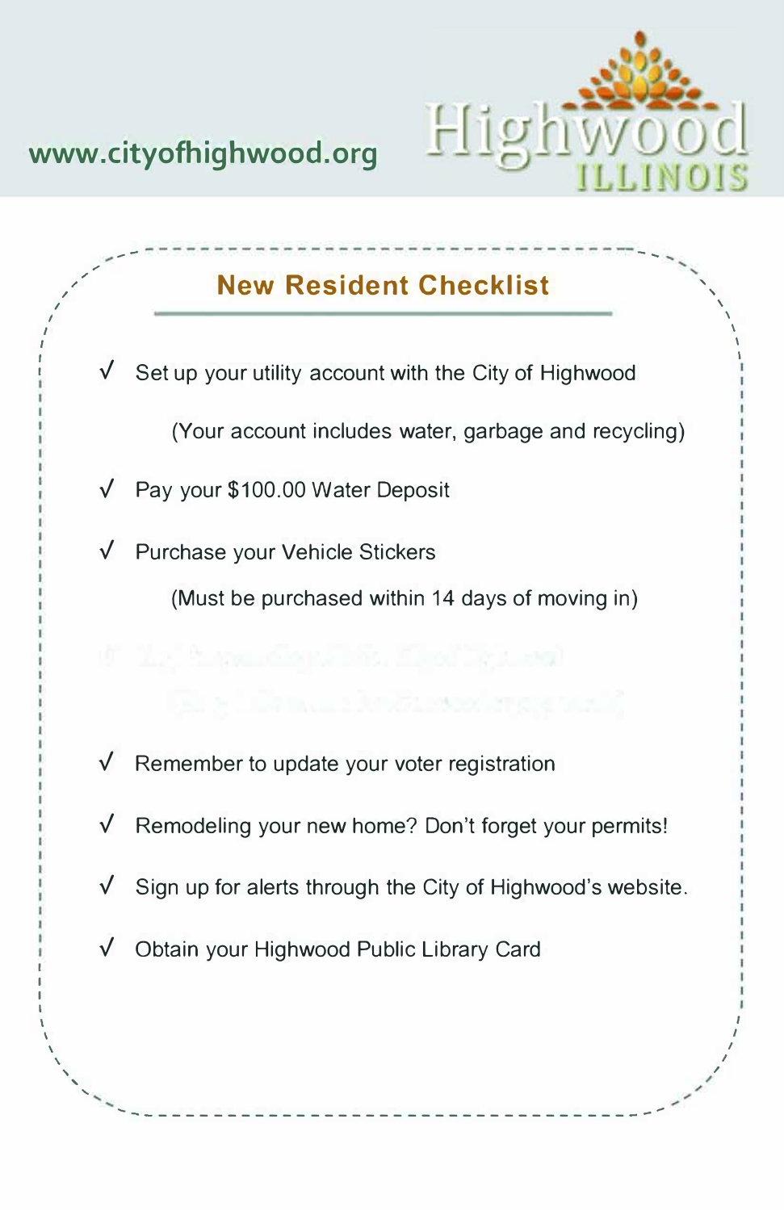www.cityofhighwood.org

Highwood ILLINOIS

## New Resident Checklist

- √ Set up your utility account with the City of Highwood

  (Your account includes water, garbage and recycling)
- √ Pay your $100.00 Water Deposit
- √ Purchase your Vehicle Stickers

  (Must be purchased within 14 days of moving in)
- √ Remember to update your voter registration
- √ Remodeling your new home? Don't forget your permits!
- √ Sign up for alerts through the City of Highwood's website.
- √ Obtain your Highwood Public Library Card